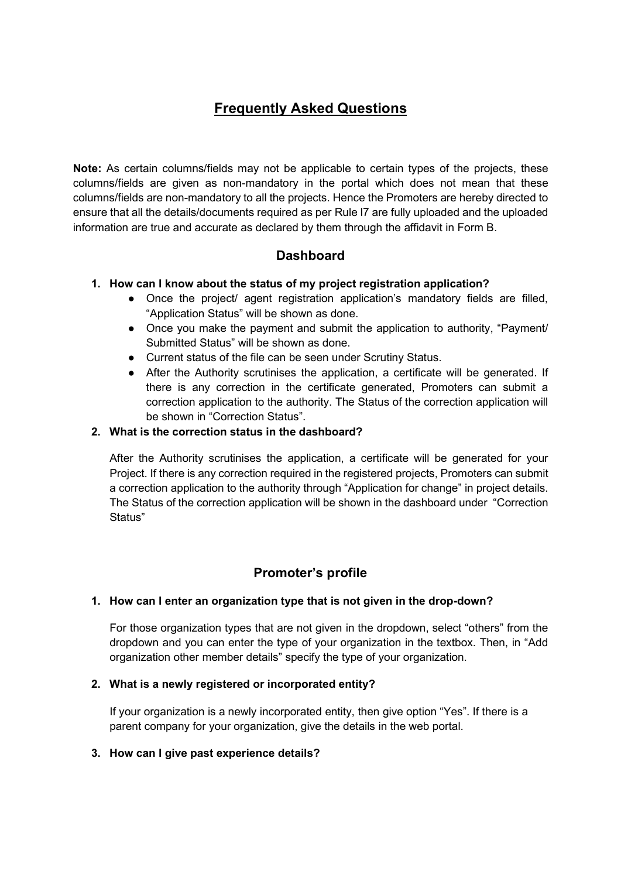# Frequently Asked Questions

**Note:** As certain columns/fields may not be applicable to certain types of the projects, these columns/fields are given as non-mandatory in the portal which does not mean that these columns/fields are non-mandatory to all the projects. Hence the Promoters are hereby directed to ensure that all the details/documents required as per Rule l7 are fully uploaded and the uploaded information are true and accurate as declared by them through the affidavit in Form B.

## Dashboard

1. **How can I know about the status of my project registration application?**
    - Once the project/ agent registration application's mandatory fields are filled, "Application Status" will be shown as done.
    - Once you make the payment and submit the application to authority, "Payment/ Submitted Status" will be shown as done.
    - Current status of the file can be seen under Scrutiny Status.
    - After the Authority scrutinises the application, a certificate will be generated. If there is any correction in the certificate generated, Promoters can submit a correction application to the authority. The Status of the correction application will be shown in "Correction Status".
2. **What is the correction status in the dashboard?**

    After the Authority scrutinises the application, a certificate will be generated for your Project. If there is any correction required in the registered projects, Promoters can submit a correction application to the authority through "Application for change" in project details. The Status of the correction application will be shown in the dashboard under "Correction Status"

## Promoter's profile

1. **How can I enter an organization type that is not given in the drop-down?**

    For those organization types that are not given in the dropdown, select "others" from the dropdown and you can enter the type of your organization in the textbox. Then, in "Add organization other member details" specify the type of your organization.

2. **What is a newly registered or incorporated entity?**

    If your organization is a newly incorporated entity, then give option "Yes". If there is a parent company for your organization, give the details in the web portal.

3. **How can I give past experience details?**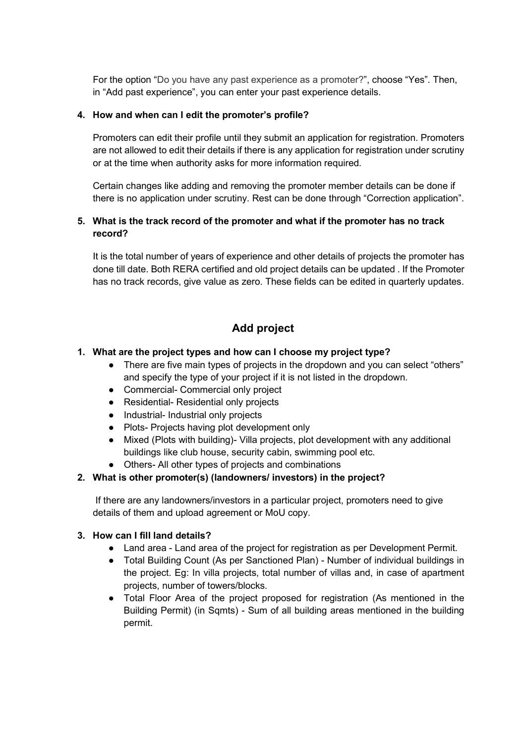For the option “Do you have any past experience as a promoter?”, choose “Yes”. Then, in “Add past experience”, you can enter your past experience details.

**4. How and when can I edit the promoter’s profile?**

Promoters can edit their profile until they submit an application for registration. Promoters are not allowed to edit their details if there is any application for registration under scrutiny or at the time when authority asks for more information required.

Certain changes like adding and removing the promoter member details can be done if there is no application under scrutiny. Rest can be done through “Correction application”.

**5. What is the track record of the promoter and what if the promoter has no track record?**

It is the total number of years of experience and other details of projects the promoter has done till date. Both RERA certified and old project details can be updated . If the Promoter has no track records, give value as zero. These fields can be edited in quarterly updates.

## Add project

**1. What are the project types and how can I choose my project type?**

- There are five main types of projects in the dropdown and you can select “others” and specify the type of your project if it is not listed in the dropdown.
- Commercial- Commercial only project
- Residential- Residential only projects
- Industrial- Industrial only projects
- Plots- Projects having plot development only
- Mixed (Plots with building)- Villa projects, plot development with any additional buildings like club house, security cabin, swimming pool etc.
- Others- All other types of projects and combinations

**2. What is other promoter(s) (landowners/ investors) in the project?**

If there are any landowners/investors in a particular project, promoters need to give details of them and upload agreement or MoU copy.

**3. How can I fill land details?**

- Land area - Land area of the project for registration as per Development Permit.
- Total Building Count (As per Sanctioned Plan) - Number of individual buildings in the project. Eg: In villa projects, total number of villas and, in case of apartment projects, number of towers/blocks.
- Total Floor Area of the project proposed for registration (As mentioned in the Building Permit) (in Sqmts) - Sum of all building areas mentioned in the building permit.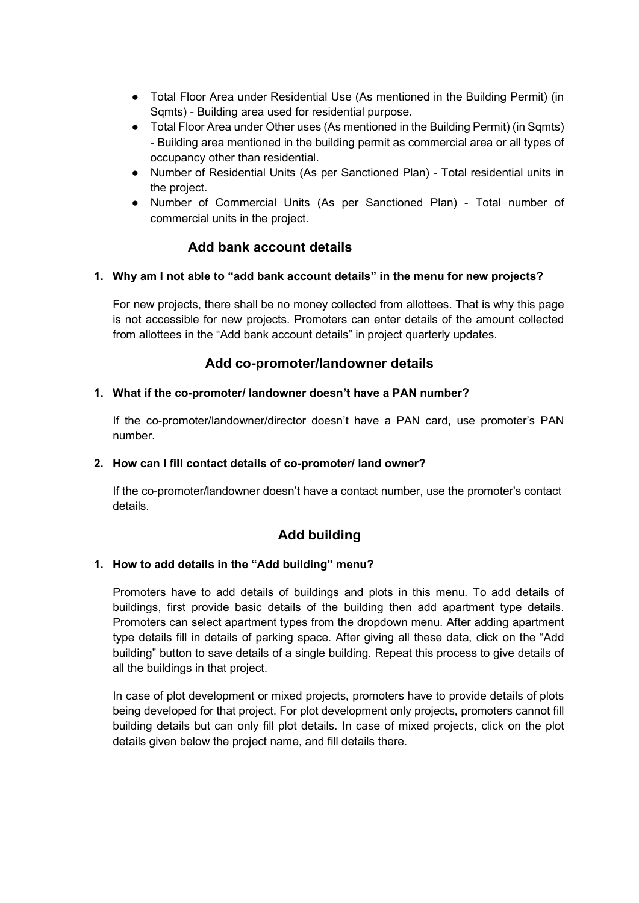- Total Floor Area under Residential Use (As mentioned in the Building Permit) (in Sqmts) - Building area used for residential purpose.
- Total Floor Area under Other uses (As mentioned in the Building Permit) (in Sqmts) - Building area mentioned in the building permit as commercial area or all types of occupancy other than residential.
- Number of Residential Units (As per Sanctioned Plan) - Total residential units in the project.
- Number of Commercial Units (As per Sanctioned Plan) - Total number of commercial units in the project.

## Add bank account details

**1. Why am I not able to "add bank account details" in the menu for new projects?**

For new projects, there shall be no money collected from allottees. That is why this page is not accessible for new projects. Promoters can enter details of the amount collected from allottees in the "Add bank account details" in project quarterly updates.

## Add co-promoter/landowner details

**1. What if the co-promoter/ landowner doesn't have a PAN number?**

If the co-promoter/landowner/director doesn't have a PAN card, use promoter's PAN number.

**2. How can I fill contact details of co-promoter/ land owner?**

If the co-promoter/landowner doesn't have a contact number, use the promoter's contact details.

## Add building

**1. How to add details in the "Add building" menu?**

Promoters have to add details of buildings and plots in this menu. To add details of buildings, first provide basic details of the building then add apartment type details. Promoters can select apartment types from the dropdown menu. After adding apartment type details fill in details of parking space. After giving all these data, click on the "Add building" button to save details of a single building. Repeat this process to give details of all the buildings in that project.

In case of plot development or mixed projects, promoters have to provide details of plots being developed for that project. For plot development only projects, promoters cannot fill building details but can only fill plot details. In case of mixed projects, click on the plot details given below the project name, and fill details there.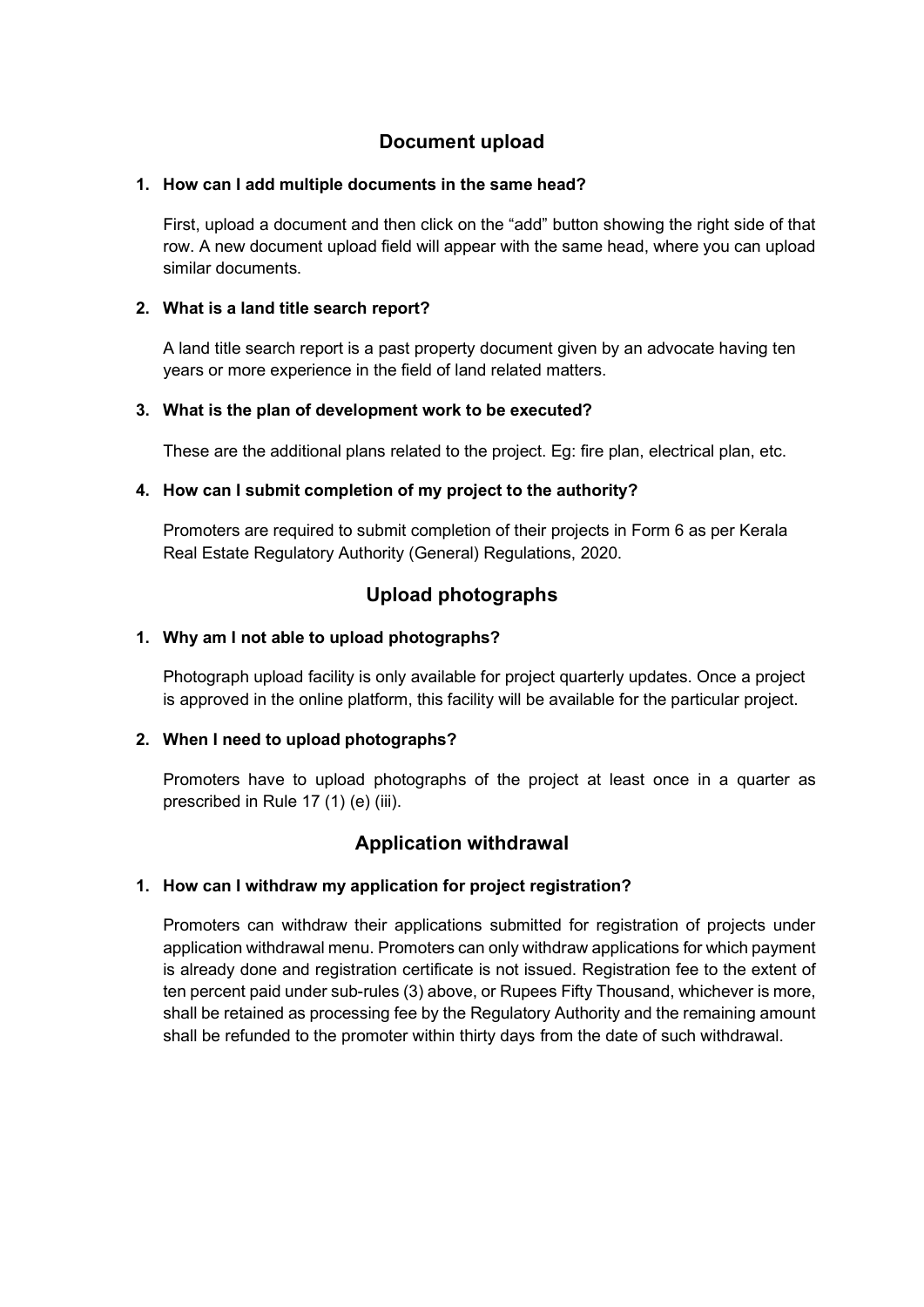## Document upload

1. **How can I add multiple documents in the same head?**

   First, upload a document and then click on the "add" button showing the right side of that row. A new document upload field will appear with the same head, where you can upload similar documents.

2. **What is a land title search report?**

   A land title search report is a past property document given by an advocate having ten years or more experience in the field of land related matters.

3. **What is the plan of development work to be executed?**

   These are the additional plans related to the project. Eg: fire plan, electrical plan, etc.

4. **How can I submit completion of my project to the authority?**

   Promoters are required to submit completion of their projects in Form 6 as per Kerala Real Estate Regulatory Authority (General) Regulations, 2020.

## Upload photographs

1. **Why am I not able to upload photographs?**

   Photograph upload facility is only available for project quarterly updates. Once a project is approved in the online platform, this facility will be available for the particular project.

2. **When I need to upload photographs?**

   Promoters have to upload photographs of the project at least once in a quarter as prescribed in Rule 17 (1) (e) (iii).

## Application withdrawal

1. **How can I withdraw my application for project registration?**

   Promoters can withdraw their applications submitted for registration of projects under application withdrawal menu. Promoters can only withdraw applications for which payment is already done and registration certificate is not issued. Registration fee to the extent of ten percent paid under sub-rules (3) above, or Rupees Fifty Thousand, whichever is more, shall be retained as processing fee by the Regulatory Authority and the remaining amount shall be refunded to the promoter within thirty days from the date of such withdrawal.